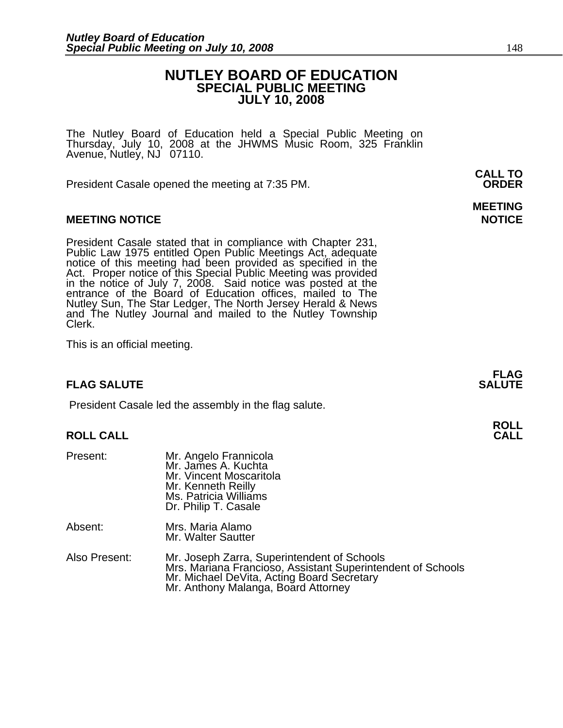# NUTLEY BOARD OF EDUCATION
## SPECIAL PUBLIC MEETING
## JULY 10, 2008

The Nutley Board of Education held a Special Public Meeting on Thursday, July 10, 2008 at the JHWMS Music Room, 325 Franklin Avenue, Nutley, NJ 07110.

**CALL TO ORDER**

President Casale opened the meeting at 7:35 PM.

**MEETING NOTICE**

President Casale stated that in compliance with Chapter 231, Public Law 1975 entitled Open Public Meetings Act, adequate notice of this meeting had been provided as specified in the Act. Proper notice of this Special Public Meeting was provided in the notice of July 7, 2008. Said notice was posted at the entrance of the Board of Education offices, mailed to The Nutley Sun, The Star Ledger, The North Jersey Herald & News and The Nutley Journal and mailed to the Nutley Township Clerk.

This is an official meeting.

**FLAG SALUTE**

President Casale led the assembly in the flag salute.

**ROLL CALL**

Present:
- Mr. Angelo Frannicola
- Mr. James A. Kuchta
- Mr. Vincent Moscaritola
- Mr. Kenneth Reilly
- Ms. Patricia Williams
- Dr. Philip T. Casale

Absent:
- Mrs. Maria Alamo
- Mr. Walter Sautter

Also Present:
- Mr. Joseph Zarra, Superintendent of Schools
- Mrs. Mariana Francioso, Assistant Superintendent of Schools
- Mr. Michael DeVita, Acting Board Secretary
- Mr. Anthony Malanga, Board Attorney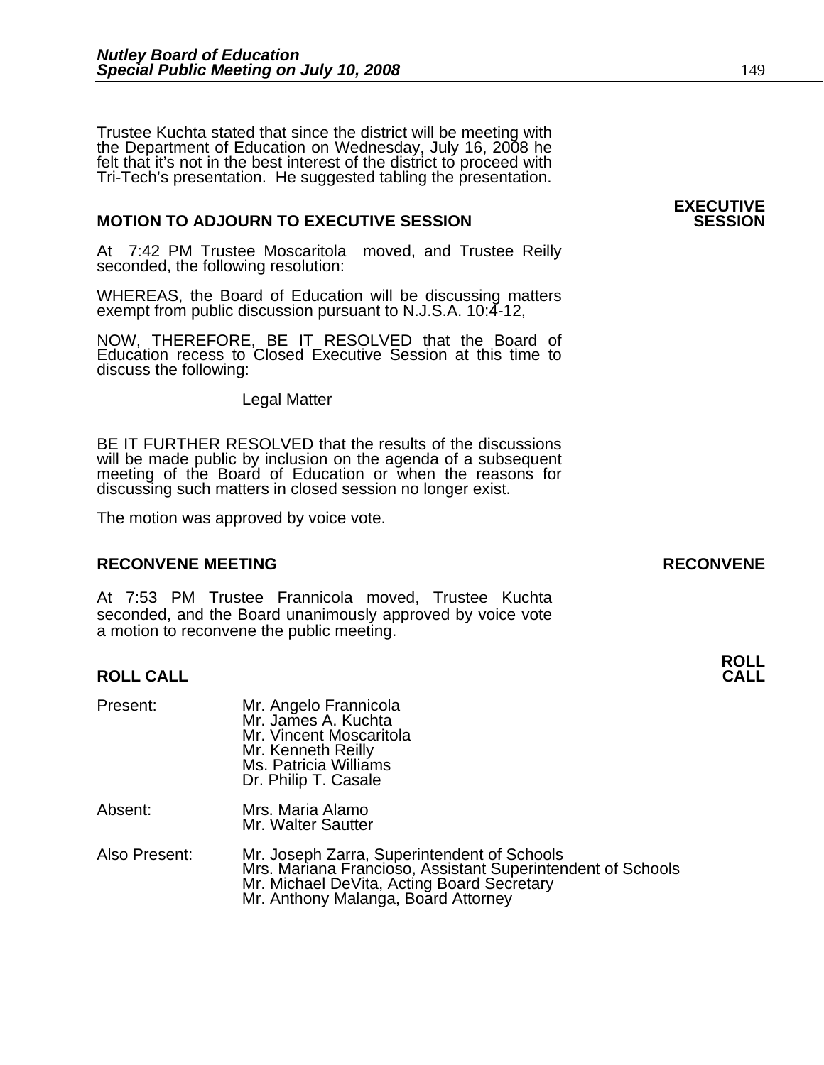Trustee Kuchta stated that since the district will be meeting with the Department of Education on Wednesday, July 16, 2008 he felt that it's not in the best interest of the district to proceed with Tri-Tech's presentation. He suggested tabling the presentation.

## MOTION TO ADJOURN TO EXECUTIVE SESSION

**EXECUTIVE SESSION**

At 7:42 PM Trustee Moscaritola moved, and Trustee Reilly seconded, the following resolution:

WHEREAS, the Board of Education will be discussing matters exempt from public discussion pursuant to N.J.S.A. 10:4-12,

NOW, THEREFORE, BE IT RESOLVED that the Board of Education recess to Closed Executive Session at this time to discuss the following:

Legal Matter

BE IT FURTHER RESOLVED that the results of the discussions will be made public by inclusion on the agenda of a subsequent meeting of the Board of Education or when the reasons for discussing such matters in closed session no longer exist.

The motion was approved by voice vote.

## RECONVENE MEETING

**RECONVENE**

At 7:53 PM Trustee Frannicola moved, Trustee Kuchta seconded, and the Board unanimously approved by voice vote a motion to reconvene the public meeting.

## ROLL CALL

**ROLL CALL**

Present:
- Mr. Angelo Frannicola
- Mr. James A. Kuchta
- Mr. Vincent Moscaritola
- Mr. Kenneth Reilly
- Ms. Patricia Williams
- Dr. Philip T. Casale

Absent:
- Mrs. Maria Alamo
- Mr. Walter Sautter

Also Present:
- Mr. Joseph Zarra, Superintendent of Schools
- Mrs. Mariana Francioso, Assistant Superintendent of Schools
- Mr. Michael DeVita, Acting Board Secretary
- Mr. Anthony Malanga, Board Attorney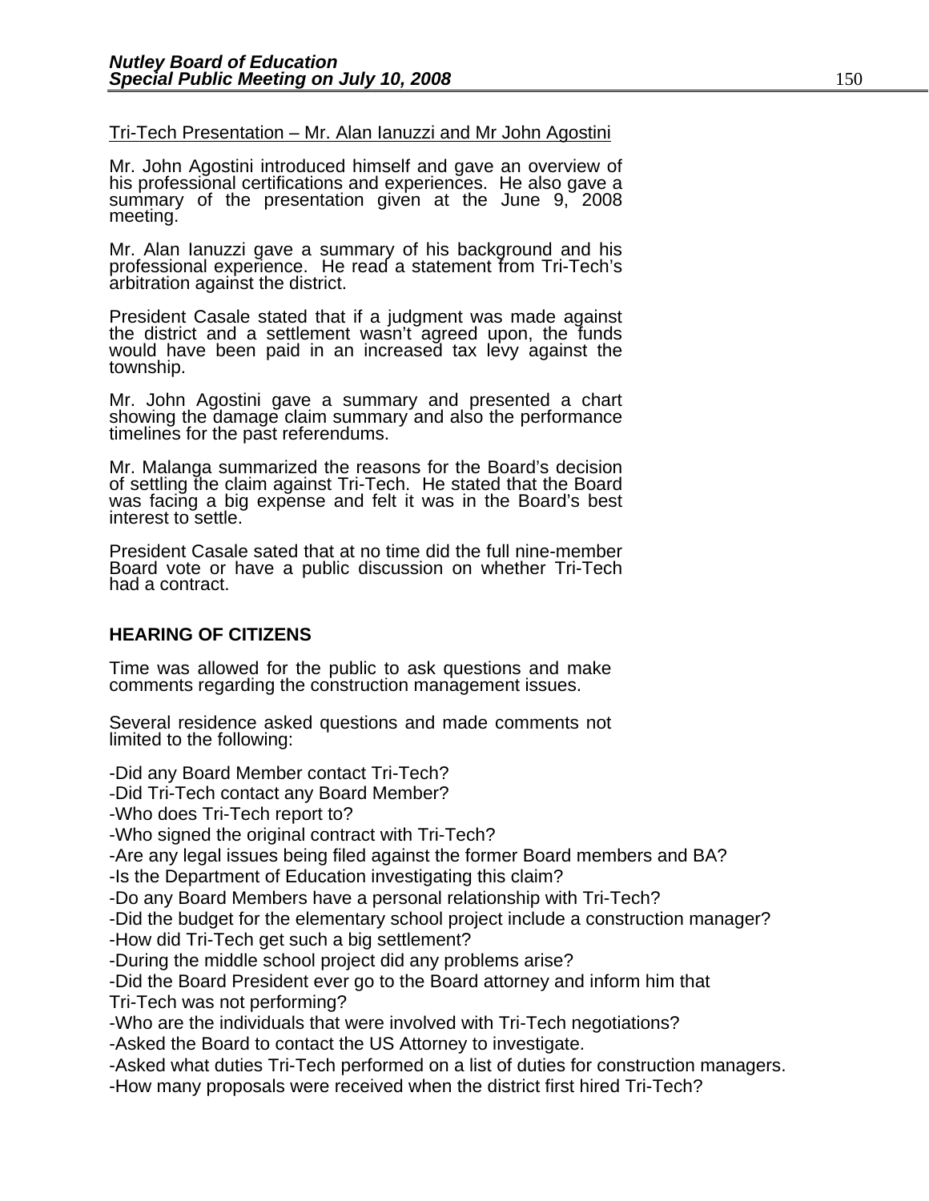<u>Tri-Tech Presentation – Mr. Alan Ianuzzi and Mr John Agostini</u>

Mr. John Agostini introduced himself and gave an overview of his professional certifications and experiences. He also gave a summary of the presentation given at the June 9, 2008 meeting.

Mr. Alan Ianuzzi gave a summary of his background and his professional experience. He read a statement from Tri-Tech's arbitration against the district.

President Casale stated that if a judgment was made against the district and a settlement wasn't agreed upon, the funds would have been paid in an increased tax levy against the township.

Mr. John Agostini gave a summary and presented a chart showing the damage claim summary and also the performance timelines for the past referendums.

Mr. Malanga summarized the reasons for the Board's decision of settling the claim against Tri-Tech. He stated that the Board was facing a big expense and felt it was in the Board's best interest to settle.

President Casale sated that at no time did the full nine-member Board vote or have a public discussion on whether Tri-Tech had a contract.

## HEARING OF CITIZENS

Time was allowed for the public to ask questions and make comments regarding the construction management issues.

Several residence asked questions and made comments not limited to the following:

-Did any Board Member contact Tri-Tech?
-Did Tri-Tech contact any Board Member?
-Who does Tri-Tech report to?
-Who signed the original contract with Tri-Tech?
-Are any legal issues being filed against the former Board members and BA?
-Is the Department of Education investigating this claim?
-Do any Board Members have a personal relationship with Tri-Tech?
-Did the budget for the elementary school project include a construction manager?
-How did Tri-Tech get such a big settlement?
-During the middle school project did any problems arise?
-Did the Board President ever go to the Board attorney and inform him that Tri-Tech was not performing?
-Who are the individuals that were involved with Tri-Tech negotiations?
-Asked the Board to contact the US Attorney to investigate.
-Asked what duties Tri-Tech performed on a list of duties for construction managers.
-How many proposals were received when the district first hired Tri-Tech?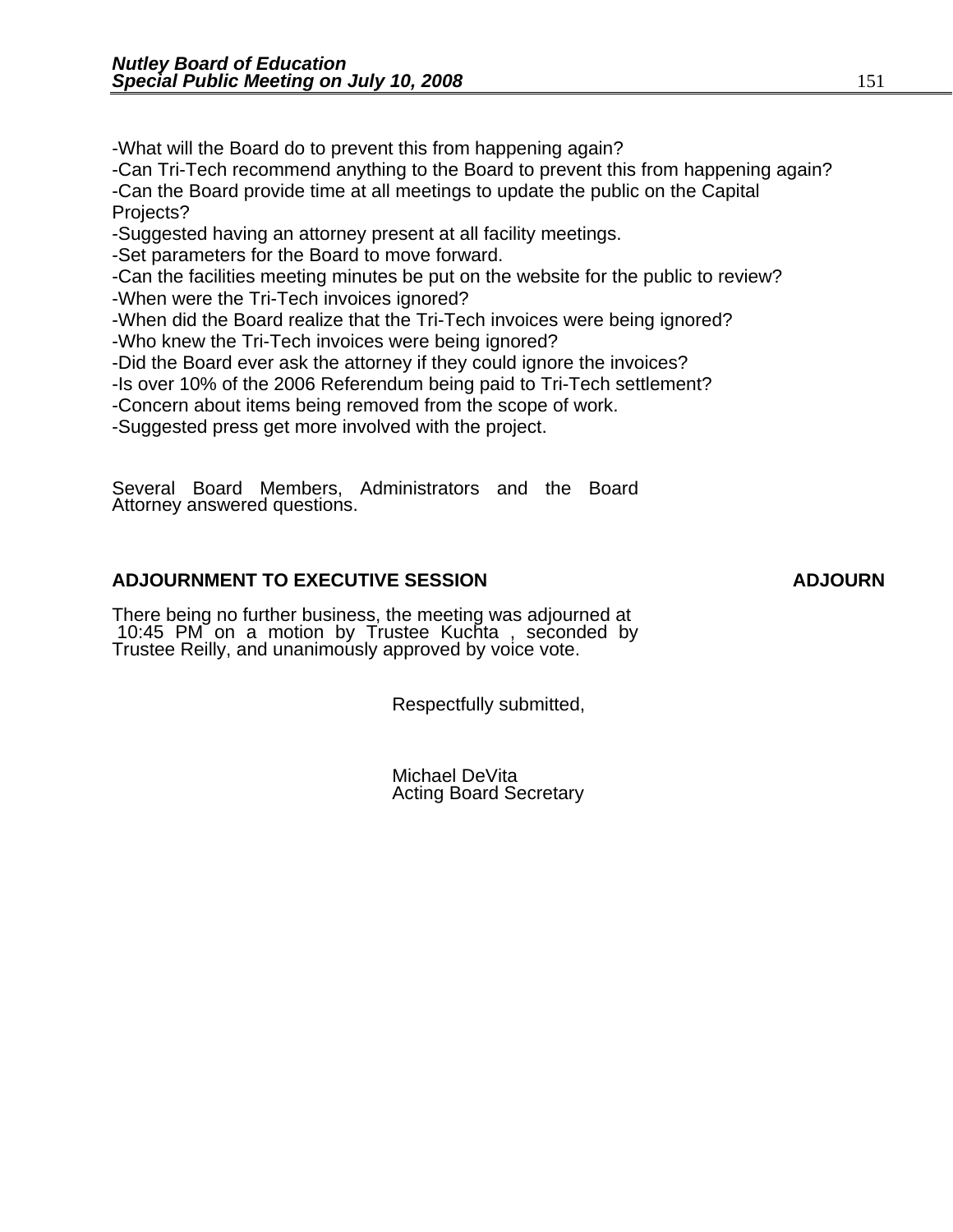-What will the Board do to prevent this from happening again?
-Can Tri-Tech recommend anything to the Board to prevent this from happening again?
-Can the Board provide time at all meetings to update the public on the Capital Projects?
-Suggested having an attorney present at all facility meetings.
-Set parameters for the Board to move forward.
-Can the facilities meeting minutes be put on the website for the public to review?
-When were the Tri-Tech invoices ignored?
-When did the Board realize that the Tri-Tech invoices were being ignored?
-Who knew the Tri-Tech invoices were being ignored?
-Did the Board ever ask the attorney if they could ignore the invoices?
-Is over 10% of the 2006 Referendum being paid to Tri-Tech settlement?
-Concern about items being removed from the scope of work.
-Suggested press get more involved with the project.

Several Board Members, Administrators and the Board Attorney answered questions.

**ADJOURNMENT TO EXECUTIVE SESSION** **ADJOURN**

There being no further business, the meeting was adjourned at 10:45 PM on a motion by Trustee Kuchta , seconded by Trustee Reilly, and unanimously approved by voice vote.

Respectfully submitted,

Michael DeVita
Acting Board Secretary